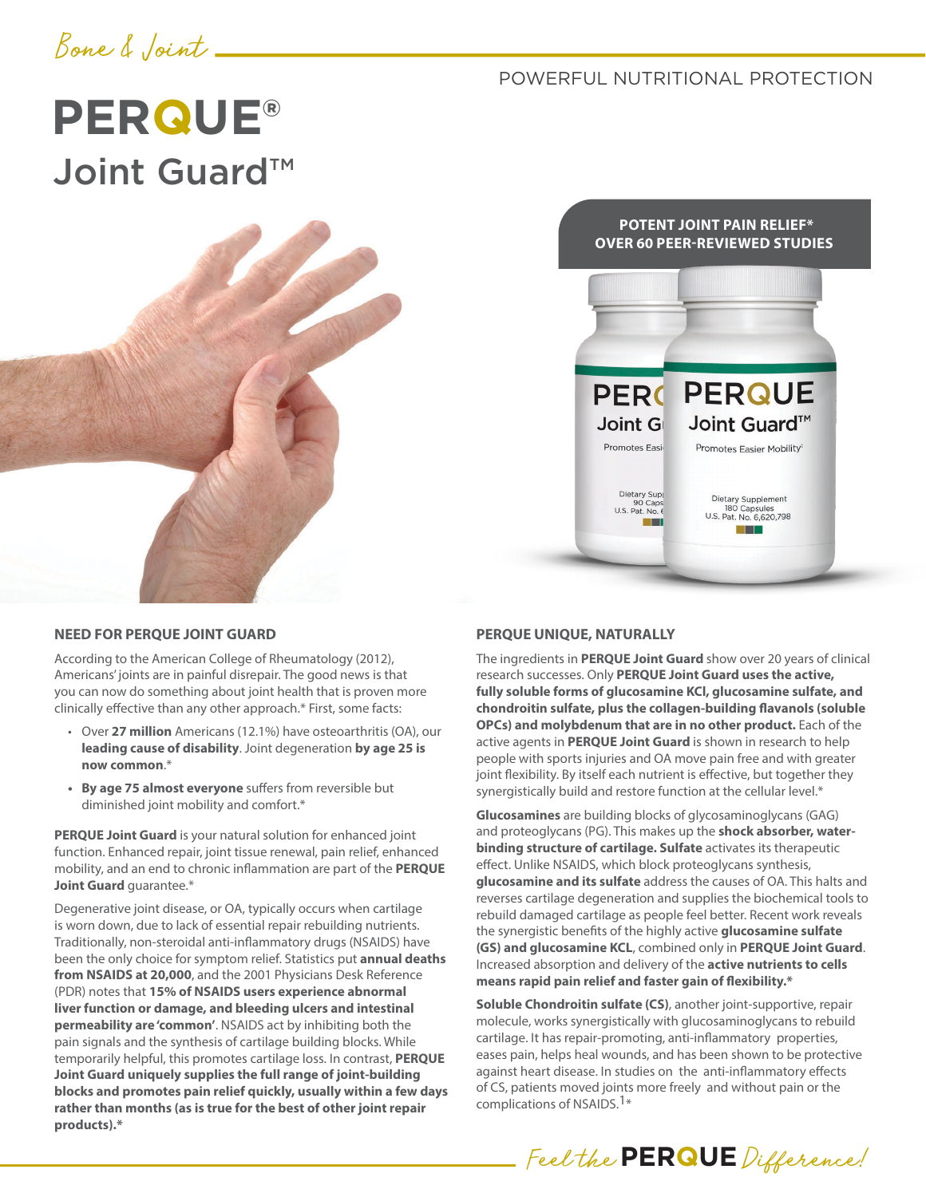Bone & Joint

POWERFUL NUTRITIONAL PROTECTION

# PERQUE® Joint Guard™

**POTENT JOINT PAIN RELIEF***
**OVER 60 PEER-REVIEWED STUDIES**

## NEED FOR PERQUE JOINT GUARD

According to the American College of Rheumatology (2012), Americans' joints are in painful disrepair. The good news is that you can now do something about joint health that is proven more clinically effective than any other approach.* First, some facts:

- Over **27 million** Americans (12.1%) have osteoarthritis (OA), our **leading cause of disability**. Joint degeneration **by age 25 is now common**.*
- **By age 75 almost everyone** suffers from reversible but diminished joint mobility and comfort.*

**PERQUE Joint Guard** is your natural solution for enhanced joint function. Enhanced repair, joint tissue renewal, pain relief, enhanced mobility, and an end to chronic inflammation are part of the **PERQUE Joint Guard** guarantee.*

Degenerative joint disease, or OA, typically occurs when cartilage is worn down, due to lack of essential repair rebuilding nutrients. Traditionally, non-steroidal anti-inflammatory drugs (NSAIDS) have been the only choice for symptom relief. Statistics put **annual deaths from NSAIDS at 20,000**, and the 2001 Physicians Desk Reference (PDR) notes that **15% of NSAIDS users experience abnormal liver function or damage, and bleeding ulcers and intestinal permeability are 'common'**. NSAIDS act by inhibiting both the pain signals and the synthesis of cartilage building blocks. While temporarily helpful, this promotes cartilage loss. In contrast, **PERQUE Joint Guard uniquely supplies the full range of joint-building blocks and promotes pain relief quickly, usually within a few days rather than months (as is true for the best of other joint repair products).***

## PERQUE UNIQUE, NATURALLY

The ingredients in **PERQUE Joint Guard** show over 20 years of clinical research successes. Only **PERQUE Joint Guard uses the active, fully soluble forms of glucosamine KCl, glucosamine sulfate, and chondroitin sulfate, plus the collagen-building flavanols (soluble OPCs) and molybdenum that are in no other product.** Each of the active agents in **PERQUE Joint Guard** is shown in research to help people with sports injuries and OA move pain free and with greater joint flexibility. By itself each nutrient is effective, but together they synergistically build and restore function at the cellular level.*

**Glucosamines** are building blocks of glycosaminoglycans (GAG) and proteoglycans (PG). This makes up the **shock absorber, water-binding structure of cartilage. Sulfate** activates its therapeutic effect. Unlike NSAIDS, which block proteoglycans synthesis, **glucosamine and its sulfate** address the causes of OA. This halts and reverses cartilage degeneration and supplies the biochemical tools to rebuild damaged cartilage as people feel better. Recent work reveals the synergistic benefits of the highly active **glucosamine sulfate (GS) and glucosamine KCL**, combined only in **PERQUE Joint Guard**. Increased absorption and delivery of the **active nutrients to cells means rapid pain relief and faster gain of flexibility.***

**Soluble Chondroitin sulfate (CS)**, another joint-supportive, repair molecule, works synergistically with glucosaminoglycans to rebuild cartilage. It has repair-promoting, anti-inflammatory properties, eases pain, helps heal wounds, and has been shown to be protective against heart disease. In studies on the anti-inflammatory effects of CS, patients moved joints more freely and without pain or the complications of NSAIDS.[1]*

Feel the PERQUE Difference!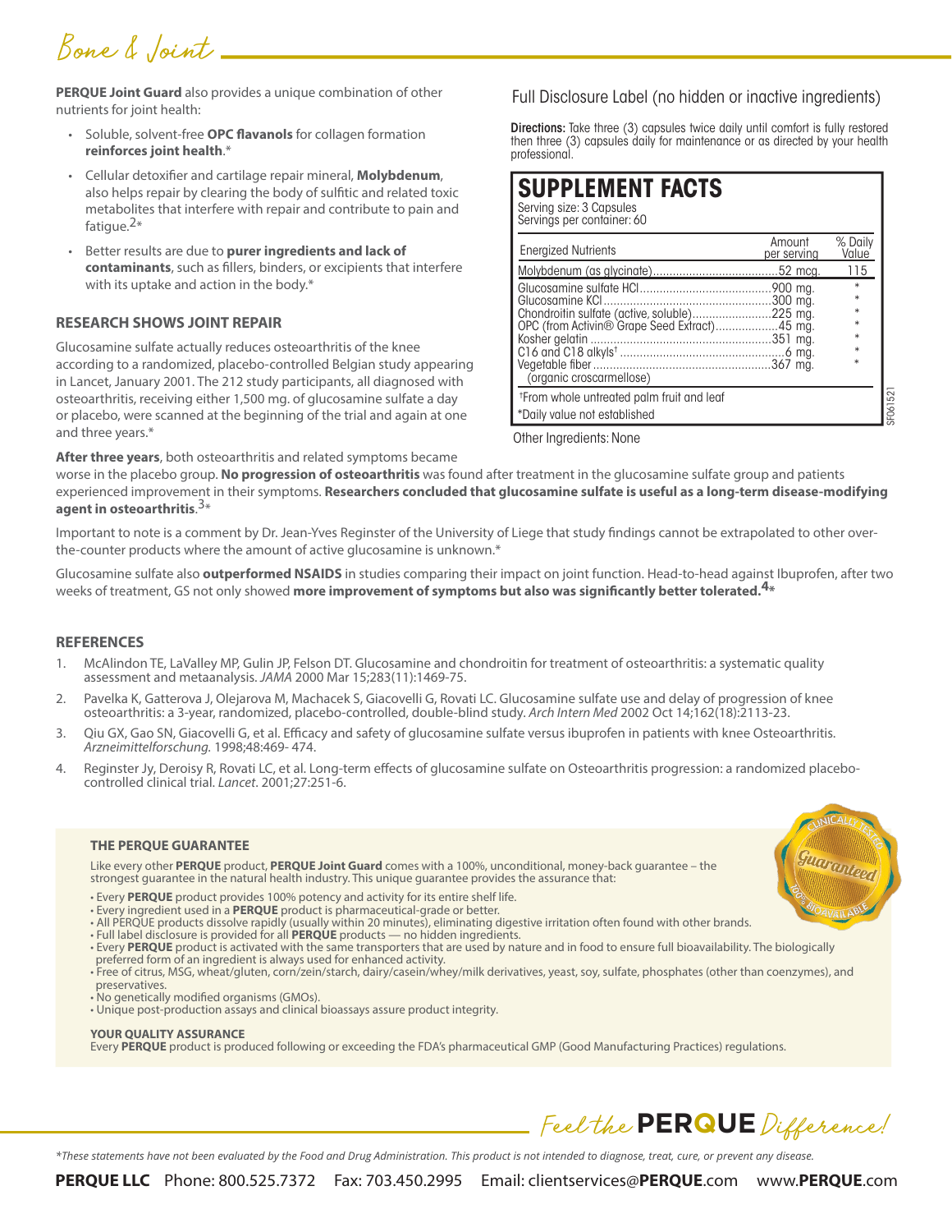# Bone & Joint

**PERQUE Joint Guard** also provides a unique combination of other nutrients for joint health:

- Soluble, solvent-free **OPC flavanols** for collagen formation **reinforces joint health**.*
- Cellular detoxifier and cartilage repair mineral, **Molybdenum**, also helps repair by clearing the body of sulfitic and related toxic metabolites that interfere with repair and contribute to pain and fatigue.[2]*
- Better results are due to **purer ingredients and lack of contaminants**, such as fillers, binders, or excipients that interfere with its uptake and action in the body.*

### RESEARCH SHOWS JOINT REPAIR

Glucosamine sulfate actually reduces osteoarthritis of the knee according to a randomized, placebo-controlled Belgian study appearing in Lancet, January 2001. The 212 study participants, all diagnosed with osteoarthritis, receiving either 1,500 mg. of glucosamine sulfate a day or placebo, were scanned at the beginning of the trial and again at one and three years.*

Full Disclosure Label (no hidden or inactive ingredients)

**Directions:** Take three (3) capsules twice daily until comfort is fully restored then three (3) capsules daily for maintenance or as directed by your health professional.

## SUPPLEMENT FACTS

Serving size: 3 Capsules
Servings per container: 60

| Energized Nutrients | Amount per serving | % Daily Value |
|---|---|---|
| Molybdenum (as glycinate) | 52 mcg. | 115 |
| Glucosamine sulfate HCl | 900 mg. | * |
| Glucosamine KCl | 300 mg. | * |
| Chondroitin sulfate (active, soluble) | 225 mg. | * |
| OPC (from Activin® Grape Seed Extract) | 45 mg. | * |
| Kosher gelatin | 351 mg. | * |
| C16 and C18 alkyls† | 6 mg. | * |
| Vegetable fiber (organic croscarmellose) | 367 mg. | * |

†From whole untreated palm fruit and leaf
*Daily value not established

SF061521

Other Ingredients: None

**After three years**, both osteoarthritis and related symptoms became worse in the placebo group. **No progression of osteoarthritis** was found after treatment in the glucosamine sulfate group and patients experienced improvement in their symptoms. **Researchers concluded that glucosamine sulfate is useful as a long-term disease-modifying agent in osteoarthritis**.[3]*

Important to note is a comment by Dr. Jean-Yves Reginster of the University of Liege that study findings cannot be extrapolated to other over-the-counter products where the amount of active glucosamine is unknown.*

Glucosamine sulfate also **outperformed NSAIDS** in studies comparing their impact on joint function. Head-to-head against Ibuprofen, after two weeks of treatment, GS not only showed **more improvement of symptoms but also was significantly better tolerated.**[4]*

### REFERENCES

1. McAlindon TE, LaValley MP, Gulin JP, Felson DT. Glucosamine and chondroitin for treatment of osteoarthritis: a systematic quality assessment and metaanalysis. *JAMA* 2000 Mar 15;283(11):1469-75.
2. Pavelka K, Gatterova J, Olejarova M, Machacek S, Giacovelli G, Rovati LC. Glucosamine sulfate use and delay of progression of knee osteoarthritis: a 3-year, randomized, placebo-controlled, double-blind study. *Arch Intern Med* 2002 Oct 14;162(18):2113-23.
3. Qiu GX, Gao SN, Giacovelli G, et al. Efficacy and safety of glucosamine sulfate versus ibuprofen in patients with knee Osteoarthritis. *Arzneimittelforschung.* 1998;48:469- 474.
4. Reginster Jy, Deroisy R, Rovati LC, et al. Long-term effects of glucosamine sulfate on Osteoarthritis progression: a randomized placebo-controlled clinical trial. *Lancet*. 2001;27:251-6.

### THE PERQUE GUARANTEE

Like every other **PERQUE** product, **PERQUE Joint Guard** comes with a 100%, unconditional, money-back guarantee – the strongest guarantee in the natural health industry. This unique guarantee provides the assurance that:

- Every **PERQUE** product provides 100% potency and activity for its entire shelf life.
- Every ingredient used in a **PERQUE** product is pharmaceutical-grade or better.
- All PERQUE products dissolve rapidly (usually within 20 minutes), eliminating digestive irritation often found with other brands.
- Full label disclosure is provided for all **PERQUE** products — no hidden ingredients.
- Every **PERQUE** product is activated with the same transporters that are used by nature and in food to ensure full bioavailability. The biologically preferred form of an ingredient is always used for enhanced activity.
- Free of citrus, MSG, wheat/gluten, corn/zein/starch, dairy/casein/whey/milk derivatives, yeast, soy, sulfate, phosphates (other than coenzymes), and preservatives.
- No genetically modified organisms (GMOs).
- Unique post-production assays and clinical bioassays assure product integrity.

Clinically Tested · Guaranteed · 100% Bioavailable

**YOUR QUALITY ASSURANCE**
Every **PERQUE** product is produced following or exceeding the FDA's pharmaceutical GMP (Good Manufacturing Practices) regulations.

Feel the **PERQUE** Difference!

*These statements have not been evaluated by the Food and Drug Administration. This product is not intended to diagnose, treat, cure, or prevent any disease.*

**PERQUE LLC** Phone: 800.525.7372 Fax: 703.450.2995 Email: clientservices@**PERQUE**.com www.**PERQUE**.com